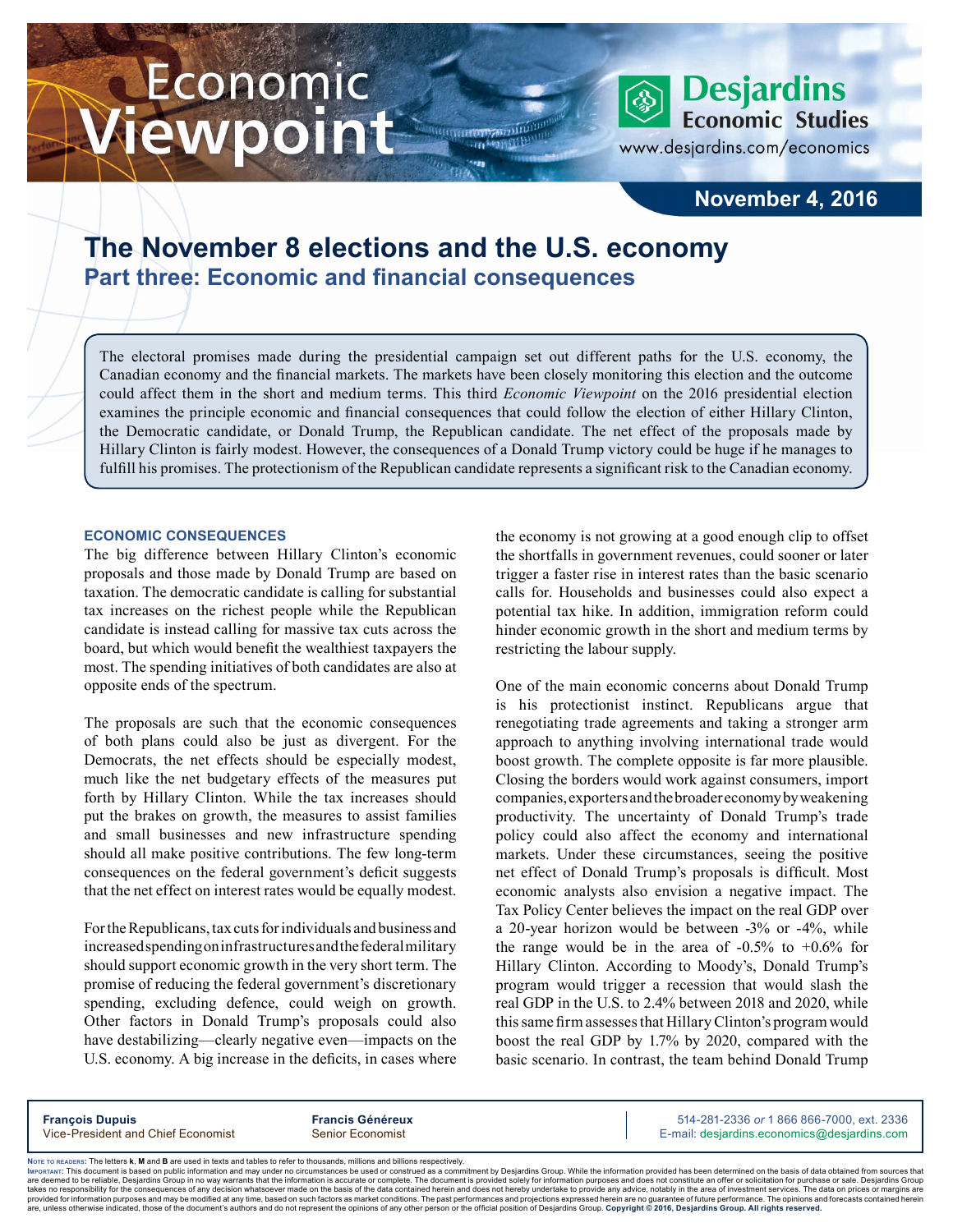# Economic Viewpoint

**Desjardins Economic Studies**
www.desjardins.com/economics

**November 4, 2016**

## The November 8 elections and the U.S. economy

### Part three: Economic and financial consequences

The electoral promises made during the presidential campaign set out different paths for the U.S. economy, the Canadian economy and the financial markets. The markets have been closely monitoring this election and the outcome could affect them in the short and medium terms. This third *Economic Viewpoint* on the 2016 presidential election examines the principle economic and financial consequences that could follow the election of either Hillary Clinton, the Democratic candidate, or Donald Trump, the Republican candidate. The net effect of the proposals made by Hillary Clinton is fairly modest. However, the consequences of a Donald Trump victory could be huge if he manages to fulfill his promises. The protectionism of the Republican candidate represents a significant risk to the Canadian economy.

#### ECONOMIC CONSEQUENCES

The big difference between Hillary Clinton's economic proposals and those made by Donald Trump are based on taxation. The democratic candidate is calling for substantial tax increases on the richest people while the Republican candidate is instead calling for massive tax cuts across the board, but which would benefit the wealthiest taxpayers the most. The spending initiatives of both candidates are also at opposite ends of the spectrum.

The proposals are such that the economic consequences of both plans could also be just as divergent. For the Democrats, the net effects should be especially modest, much like the net budgetary effects of the measures put forth by Hillary Clinton. While the tax increases should put the brakes on growth, the measures to assist families and small businesses and new infrastructure spending should all make positive contributions. The few long-term consequences on the federal government's deficit suggests that the net effect on interest rates would be equally modest.

For the Republicans, tax cuts for individuals and business and increased spending on infrastructures and the federal military should support economic growth in the very short term. The promise of reducing the federal government's discretionary spending, excluding defence, could weigh on growth. Other factors in Donald Trump's proposals could also have destabilizing—clearly negative even—impacts on the U.S. economy. A big increase in the deficits, in cases where the economy is not growing at a good enough clip to offset the shortfalls in government revenues, could sooner or later trigger a faster rise in interest rates than the basic scenario calls for. Households and businesses could also expect a potential tax hike. In addition, immigration reform could hinder economic growth in the short and medium terms by restricting the labour supply.

One of the main economic concerns about Donald Trump is his protectionist instinct. Republicans argue that renegotiating trade agreements and taking a stronger arm approach to anything involving international trade would boost growth. The complete opposite is far more plausible. Closing the borders would work against consumers, import companies, exporters and the broader economy by weakening productivity. The uncertainty of Donald Trump's trade policy could also affect the economy and international markets. Under these circumstances, seeing the positive net effect of Donald Trump's proposals is difficult. Most economic analysts also envision a negative impact. The Tax Policy Center believes the impact on the real GDP over a 20-year horizon would be between -3% or -4%, while the range would be in the area of -0.5% to +0.6% for Hillary Clinton. According to Moody's, Donald Trump's program would trigger a recession that would slash the real GDP in the U.S. to 2.4% between 2018 and 2020, while this same firm assesses that Hillary Clinton's program would boost the real GDP by 1.7% by 2020, compared with the basic scenario. In contrast, the team behind Donald Trump

**François Dupuis**
Vice-President and Chief Economist

**Francis Généreux**
Senior Economist

514-281-2336 *or* 1 866 866-7000, ext. 2336
E-mail: desjardins.economics@desjardins.com

Note to readers: The letters **k**, **M** and **B** are used in texts and tables to refer to thousands, millions and billions respectively.
Important: This document is based on public information and may under no circumstances be used or construed as a commitment by Desjardins Group. While the information provided has been determined on the basis of data obtained from sources that are deemed to be reliable, Desjardins Group in no way warrants that the information is accurate or complete. The document is provided solely for information purposes and does not constitute an offer or solicitation for purchase or sale. Desjardins Group takes no responsibility for the consequences of any decision whatsoever made on the basis of the data contained herein and does not hereby undertake to provide any advice, notably in the area of investment services. The data on prices or margins are provided for information purposes and may be modified at any time, based on such factors as market conditions. The past performances and projections expressed herein are no guarantee of future performance. The opinions and forecasts contained herein are, unless otherwise indicated, those of the document's authors and do not represent the opinions of any other person or the official position of Desjardins Group. **Copyright © 2016, Desjardins Group. All rights reserved.**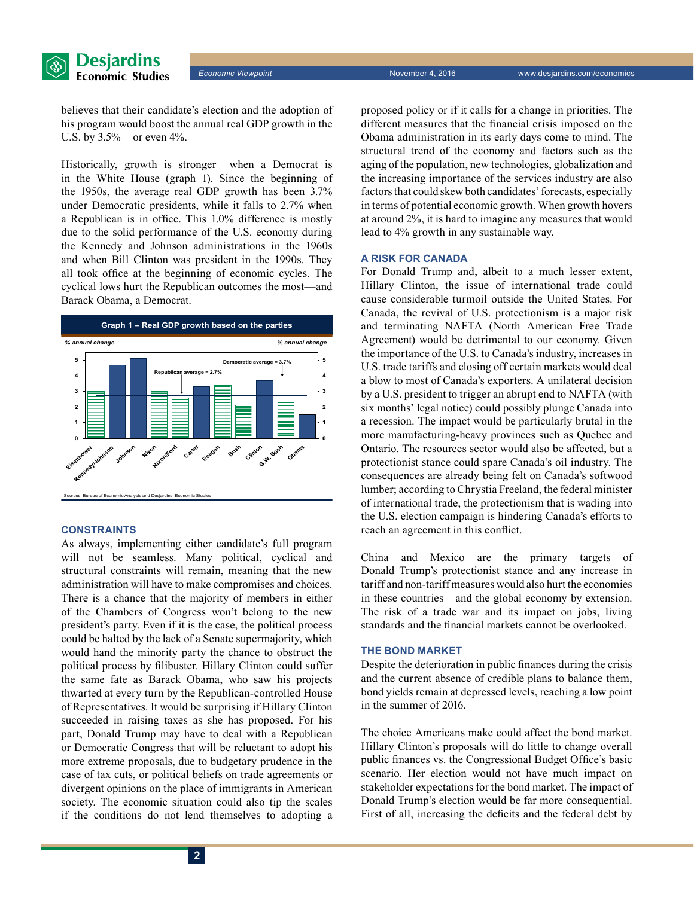believes that their candidate's election and the adoption of his program would boost the annual real GDP growth in the U.S. by 3.5%—or even 4%.

Historically, growth is stronger when a Democrat is in the White House (graph 1). Since the beginning of the 1950s, the average real GDP growth has been 3.7% under Democratic presidents, while it falls to 2.7% when a Republican is in office. This 1.0% difference is mostly due to the solid performance of the U.S. economy during the Kennedy and Johnson administrations in the 1960s and when Bill Clinton was president in the 1990s. They all took office at the beginning of economic cycles. The cyclical lows hurt the Republican outcomes the most—and Barack Obama, a Democrat.

**Graph 1 – Real GDP growth based on the parties**

*% annual change*

Democratic average = 3.7%; Republican average = 2.7%

Eisenhower, Kennedy/Johnson, Johnson, Nixon, Nixon/Ford, Carter, Reagan, Bush, Clinton, G.W. Bush, Obama

Sources: Bureau of Economic Analysis and Desjardins, Economic Studies

## CONSTRAINTS

As always, implementing either candidate's full program will not be seamless. Many political, cyclical and structural constraints will remain, meaning that the new administration will have to make compromises and choices. There is a chance that the majority of members in either of the Chambers of Congress won't belong to the new president's party. Even if it is the case, the political process could be halted by the lack of a Senate supermajority, which would hand the minority party the chance to obstruct the political process by filibuster. Hillary Clinton could suffer the same fate as Barack Obama, who saw his projects thwarted at every turn by the Republican-controlled House of Representatives. It would be surprising if Hillary Clinton succeeded in raising taxes as she has proposed. For his part, Donald Trump may have to deal with a Republican or Democratic Congress that will be reluctant to adopt his more extreme proposals, due to budgetary prudence in the case of tax cuts, or political beliefs on trade agreements or divergent opinions on the place of immigrants in American society. The economic situation could also tip the scales if the conditions do not lend themselves to adopting a proposed policy or if it calls for a change in priorities. The different measures that the financial crisis imposed on the Obama administration in its early days come to mind. The structural trend of the economy and factors such as the aging of the population, new technologies, globalization and the increasing importance of the services industry are also factors that could skew both candidates' forecasts, especially in terms of potential economic growth. When growth hovers at around 2%, it is hard to imagine any measures that would lead to 4% growth in any sustainable way.

## A RISK FOR CANADA

For Donald Trump and, albeit to a much lesser extent, Hillary Clinton, the issue of international trade could cause considerable turmoil outside the United States. For Canada, the revival of U.S. protectionism is a major risk and terminating NAFTA (North American Free Trade Agreement) would be detrimental to our economy. Given the importance of the U.S. to Canada's industry, increases in U.S. trade tariffs and closing off certain markets would deal a blow to most of Canada's exporters. A unilateral decision by a U.S. president to trigger an abrupt end to NAFTA (with six months' legal notice) could possibly plunge Canada into a recession. The impact would be particularly brutal in the more manufacturing-heavy provinces such as Quebec and Ontario. The resources sector would also be affected, but a protectionist stance could spare Canada's oil industry. The consequences are already being felt on Canada's softwood lumber; according to Chrystia Freeland, the federal minister of international trade, the protectionism that is wading into the U.S. election campaign is hindering Canada's efforts to reach an agreement in this conflict.

China and Mexico are the primary targets of Donald Trump's protectionist stance and any increase in tariff and non-tariff measures would also hurt the economies in these countries—and the global economy by extension. The risk of a trade war and its impact on jobs, living standards and the financial markets cannot be overlooked.

## THE BOND MARKET

Despite the deterioration in public finances during the crisis and the current absence of credible plans to balance them, bond yields remain at depressed levels, reaching a low point in the summer of 2016.

The choice Americans make could affect the bond market. Hillary Clinton's proposals will do little to change overall public finances vs. the Congressional Budget Office's basic scenario. Her election would not have much impact on stakeholder expectations for the bond market. The impact of Donald Trump's election would be far more consequential. First of all, increasing the deficits and the federal debt by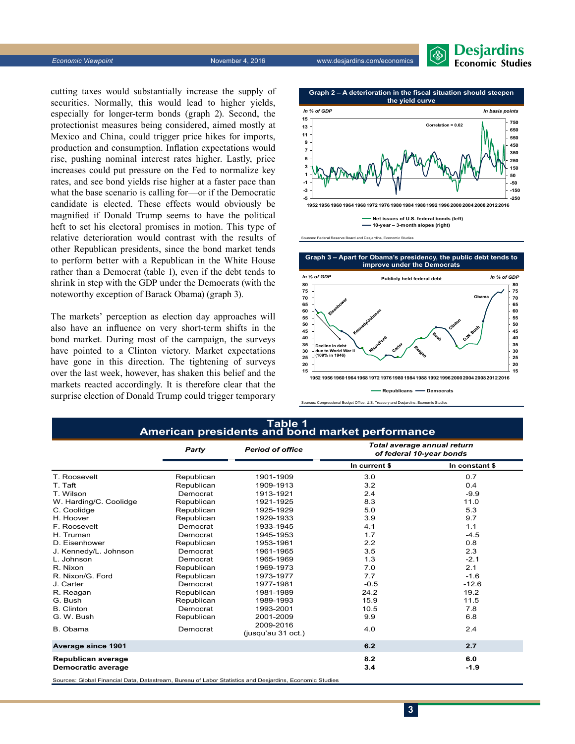cutting taxes would substantially increase the supply of securities. Normally, this would lead to higher yields, especially for longer-term bonds (graph 2). Second, the protectionist measures being considered, aimed mostly at Mexico and China, could trigger price hikes for imports, production and consumption. Inflation expectations would rise, pushing nominal interest rates higher. Lastly, price increases could put pressure on the Fed to normalize key rates, and see bond yields rise higher at a faster pace than what the base scenario is calling for—or if the Democratic candidate is elected. These effects would obviously be magnified if Donald Trump seems to have the political heft to set his electoral promises in motion. This type of relative deterioration would contrast with the results of other Republican presidents, since the bond market tends to perform better with a Republican in the White House rather than a Democrat (table 1), even if the debt tends to shrink in step with the GDP under the Democrats (with the noteworthy exception of Barack Obama) (graph 3).

The markets' perception as election day approaches will also have an influence on very short-term shifts in the bond market. During most of the campaign, the surveys have pointed to a Clinton victory. Market expectations have gone in this direction. The tightening of surveys over the last week, however, has shaken this belief and the markets reacted accordingly. It is therefore clear that the surprise election of Donald Trump could trigger temporary

**Graph 2 – A deterioration in the fiscal situation should steepen the yield curve**

Sources: Federal Reserve Board and Desjardins, Economic Studies

**Graph 3 – Apart for Obama's presidency, the public debt tends to improve under the Democrats**

Sources: Congressional Budget Office, U.S. Treasury and Desjardins, Economic Studies

**Table 1**
**American presidents and bond market performance**

| | Party | Period of office | Total average annual return of federal 10-year bonds | |
|---|---|---|---|---|
| | | | In current $ | In constant $ |
| T. Roosevelt | Republican | 1901-1909 | 3.0 | 0.7 |
| T. Taft | Republican | 1909-1913 | 3.2 | 0.4 |
| T. Wilson | Democrat | 1913-1921 | 2.4 | -9.9 |
| W. Harding/C. Coolidge | Republican | 1921-1925 | 8.3 | 11.0 |
| C. Coolidge | Republican | 1925-1929 | 5.0 | 5.3 |
| H. Hoover | Republican | 1929-1933 | 3.9 | 9.7 |
| F. Roosevelt | Democrat | 1933-1945 | 4.1 | 1.1 |
| H. Truman | Democrat | 1945-1953 | 1.7 | -4.5 |
| D. Eisenhower | Republican | 1953-1961 | 2.2 | 0.8 |
| J. Kennedy/L. Johnson | Democrat | 1961-1965 | 3.5 | 2.3 |
| L. Johnson | Democrat | 1965-1969 | 1.3 | -2.1 |
| R. Nixon | Republican | 1969-1973 | 7.0 | 2.1 |
| R. Nixon/G. Ford | Republican | 1973-1977 | 7.7 | -1.6 |
| J. Carter | Democrat | 1977-1981 | -0.5 | -12.6 |
| R. Reagan | Republican | 1981-1989 | 24.2 | 19.2 |
| G. Bush | Republican | 1989-1993 | 15.9 | 11.5 |
| B. Clinton | Democrat | 1993-2001 | 10.5 | 7.8 |
| G. W. Bush | Republican | 2001-2009 | 9.9 | 6.8 |
| B. Obama | Democrat | 2009-2016 (jusqu'au 31 oct.) | 4.0 | 2.4 |
| **Average since 1901** | | | **6.2** | **2.7** |
| **Republican average** | | | **8.2** | **6.0** |
| **Democratic average** | | | **3.4** | **-1.9** |

Sources: Global Financial Data, Datastream, Bureau of Labor Statistics and Desjardins, Economic Studies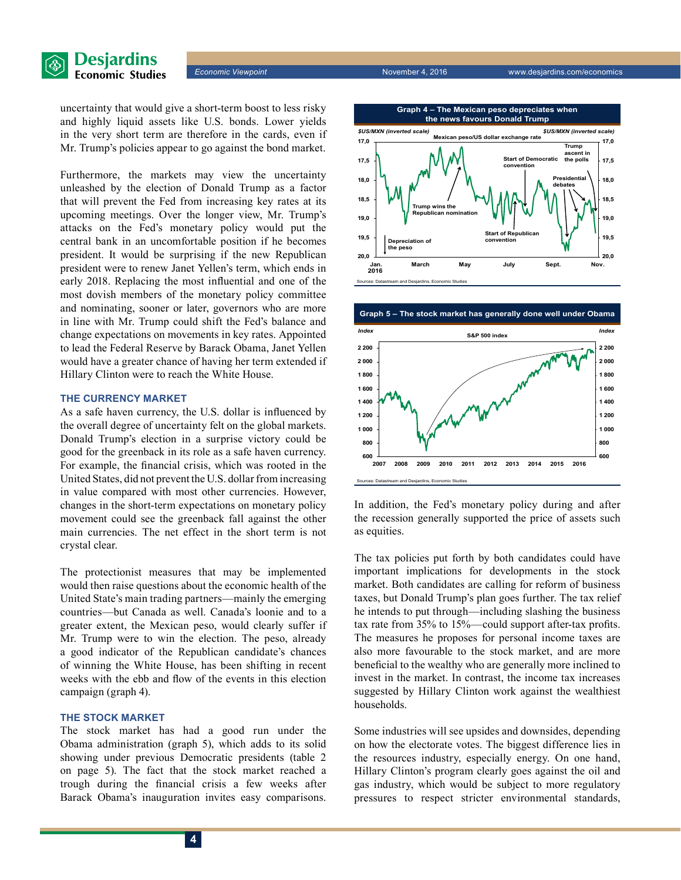uncertainty that would give a short-term boost to less risky and highly liquid assets like U.S. bonds. Lower yields in the very short term are therefore in the cards, even if Mr. Trump's policies appear to go against the bond market.

Furthermore, the markets may view the uncertainty unleashed by the election of Donald Trump as a factor that will prevent the Fed from increasing key rates at its upcoming meetings. Over the longer view, Mr. Trump's attacks on the Fed's monetary policy would put the central bank in an uncomfortable position if he becomes president. It would be surprising if the new Republican president were to renew Janet Yellen's term, which ends in early 2018. Replacing the most influential and one of the most dovish members of the monetary policy committee and nominating, sooner or later, governors who are more in line with Mr. Trump could shift the Fed's balance and change expectations on movements in key rates. Appointed to lead the Federal Reserve by Barack Obama, Janet Yellen would have a greater chance of having her term extended if Hillary Clinton were to reach the White House.

## THE CURRENCY MARKET

As a safe haven currency, the U.S. dollar is influenced by the overall degree of uncertainty felt on the global markets. Donald Trump's election in a surprise victory could be good for the greenback in its role as a safe haven currency. For example, the financial crisis, which was rooted in the United States, did not prevent the U.S. dollar from increasing in value compared with most other currencies. However, changes in the short-term expectations on monetary policy movement could see the greenback fall against the other main currencies. The net effect in the short term is not crystal clear.

The protectionist measures that may be implemented would then raise questions about the economic health of the United State's main trading partners—mainly the emerging countries—but Canada as well. Canada's loonie and to a greater extent, the Mexican peso, would clearly suffer if Mr. Trump were to win the election. The peso, already a good indicator of the Republican candidate's chances of winning the White House, has been shifting in recent weeks with the ebb and flow of the events in this election campaign (graph 4).

## THE STOCK MARKET

The stock market has had a good run under the Obama administration (graph 5), which adds to its solid showing under previous Democratic presidents (table 2 on page 5). The fact that the stock market reached a trough during the financial crisis a few weeks after Barack Obama's inauguration invites easy comparisons.

**Graph 4 – The Mexican peso depreciates when the news favours Donald Trump**

Sources: Datastream and Desjardins, Economic Studies

**Graph 5 – The stock market has generally done well under Obama**

Sources: Datastream and Desjardins, Economic Studies

In addition, the Fed's monetary policy during and after the recession generally supported the price of assets such as equities.

The tax policies put forth by both candidates could have important implications for developments in the stock market. Both candidates are calling for reform of business taxes, but Donald Trump's plan goes further. The tax relief he intends to put through—including slashing the business tax rate from 35% to 15%—could support after-tax profits. The measures he proposes for personal income taxes are also more favourable to the stock market, and are more beneficial to the wealthy who are generally more inclined to invest in the market. In contrast, the income tax increases suggested by Hillary Clinton work against the wealthiest households.

Some industries will see upsides and downsides, depending on how the electorate votes. The biggest difference lies in the resources industry, especially energy. On one hand, Hillary Clinton's program clearly goes against the oil and gas industry, which would be subject to more regulatory pressures to respect stricter environmental standards,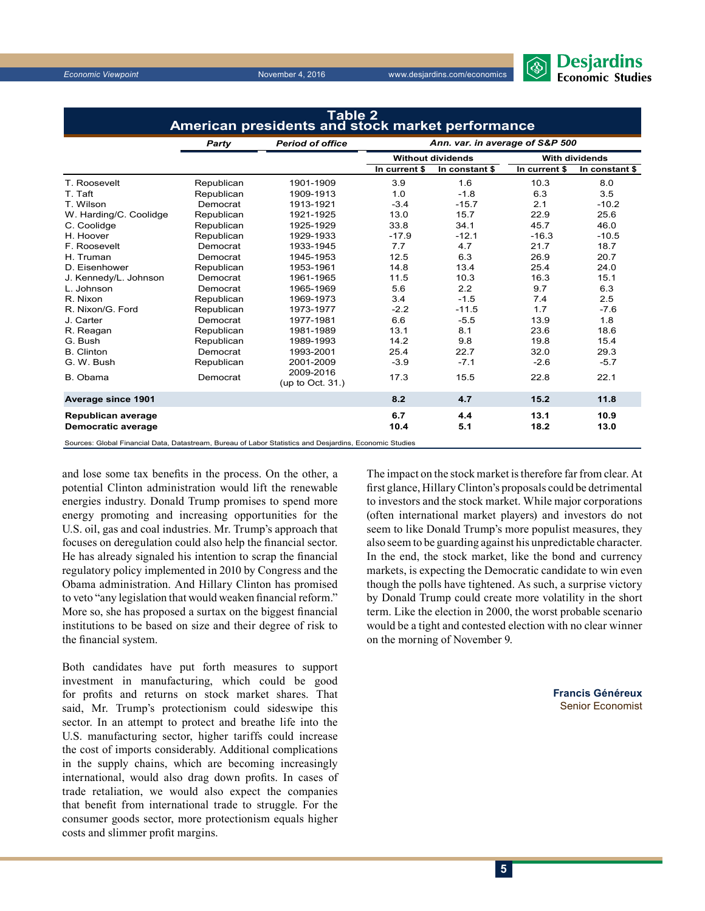**Table 2**
**American presidents and stock market performance**

| | Party | Period of office | Ann. var. in average of S&P 500 | | | |
|---|---|---|---|---|---|---|
| | | | Without dividends | | With dividends | |
| | | | In current $ | In constant $ | In current $ | In constant $ |
| T. Roosevelt | Republican | 1901-1909 | 3.9 | 1.6 | 10.3 | 8.0 |
| T. Taft | Republican | 1909-1913 | 1.0 | -1.8 | 6.3 | 3.5 |
| T. Wilson | Democrat | 1913-1921 | -3.4 | -15.7 | 2.1 | -10.2 |
| W. Harding/C. Coolidge | Republican | 1921-1925 | 13.0 | 15.7 | 22.9 | 25.6 |
| C. Coolidge | Republican | 1925-1929 | 33.8 | 34.1 | 45.7 | 46.0 |
| H. Hoover | Republican | 1929-1933 | -17.9 | -12.1 | -16.3 | -10.5 |
| F. Roosevelt | Democrat | 1933-1945 | 7.7 | 4.7 | 21.7 | 18.7 |
| H. Truman | Democrat | 1945-1953 | 12.5 | 6.3 | 26.9 | 20.7 |
| D. Eisenhower | Republican | 1953-1961 | 14.8 | 13.4 | 25.4 | 24.0 |
| J. Kennedy/L. Johnson | Democrat | 1961-1965 | 11.5 | 10.3 | 16.3 | 15.1 |
| L. Johnson | Democrat | 1965-1969 | 5.6 | 2.2 | 9.7 | 6.3 |
| R. Nixon | Republican | 1969-1973 | 3.4 | -1.5 | 7.4 | 2.5 |
| R. Nixon/G. Ford | Republican | 1973-1977 | -2.2 | -11.5 | 1.7 | -7.6 |
| J. Carter | Democrat | 1977-1981 | 6.6 | -5.5 | 13.9 | 1.8 |
| R. Reagan | Republican | 1981-1989 | 13.1 | 8.1 | 23.6 | 18.6 |
| G. Bush | Republican | 1989-1993 | 14.2 | 9.8 | 19.8 | 15.4 |
| B. Clinton | Democrat | 1993-2001 | 25.4 | 22.7 | 32.0 | 29.3 |
| G. W. Bush | Republican | 2001-2009 | -3.9 | -7.1 | -2.6 | -5.7 |
| B. Obama | Democrat | 2009-2016 (up to Oct. 31.) | 17.3 | 15.5 | 22.8 | 22.1 |
| **Average since 1901** | | | **8.2** | **4.7** | **15.2** | **11.8** |
| **Republican average** | | | **6.7** | **4.4** | **13.1** | **10.9** |
| **Democratic average** | | | **10.4** | **5.1** | **18.2** | **13.0** |

Sources: Global Financial Data, Datastream, Bureau of Labor Statistics and Desjardins, Economic Studies

and lose some tax benefits in the process. On the other, a potential Clinton administration would lift the renewable energies industry. Donald Trump promises to spend more energy promoting and increasing opportunities for the U.S. oil, gas and coal industries. Mr. Trump's approach that focuses on deregulation could also help the financial sector. He has already signaled his intention to scrap the financial regulatory policy implemented in 2010 by Congress and the Obama administration. And Hillary Clinton has promised to veto "any legislation that would weaken financial reform." More so, she has proposed a surtax on the biggest financial institutions to be based on size and their degree of risk to the financial system.

Both candidates have put forth measures to support investment in manufacturing, which could be good for profits and returns on stock market shares. That said, Mr. Trump's protectionism could sideswipe this sector. In an attempt to protect and breathe life into the U.S. manufacturing sector, higher tariffs could increase the cost of imports considerably. Additional complications in the supply chains, which are becoming increasingly international, would also drag down profits. In cases of trade retaliation, we would also expect the companies that benefit from international trade to struggle. For the consumer goods sector, more protectionism equals higher costs and slimmer profit margins.

The impact on the stock market is therefore far from clear. At first glance, Hillary Clinton's proposals could be detrimental to investors and the stock market. While major corporations (often international market players) and investors do not seem to like Donald Trump's more populist measures, they also seem to be guarding against his unpredictable character. In the end, the stock market, like the bond and currency markets, is expecting the Democratic candidate to win even though the polls have tightened. As such, a surprise victory by Donald Trump could create more volatility in the short term. Like the election in 2000, the worst probable scenario would be a tight and contested election with no clear winner on the morning of November 9.

**Francis Généreux**
Senior Economist